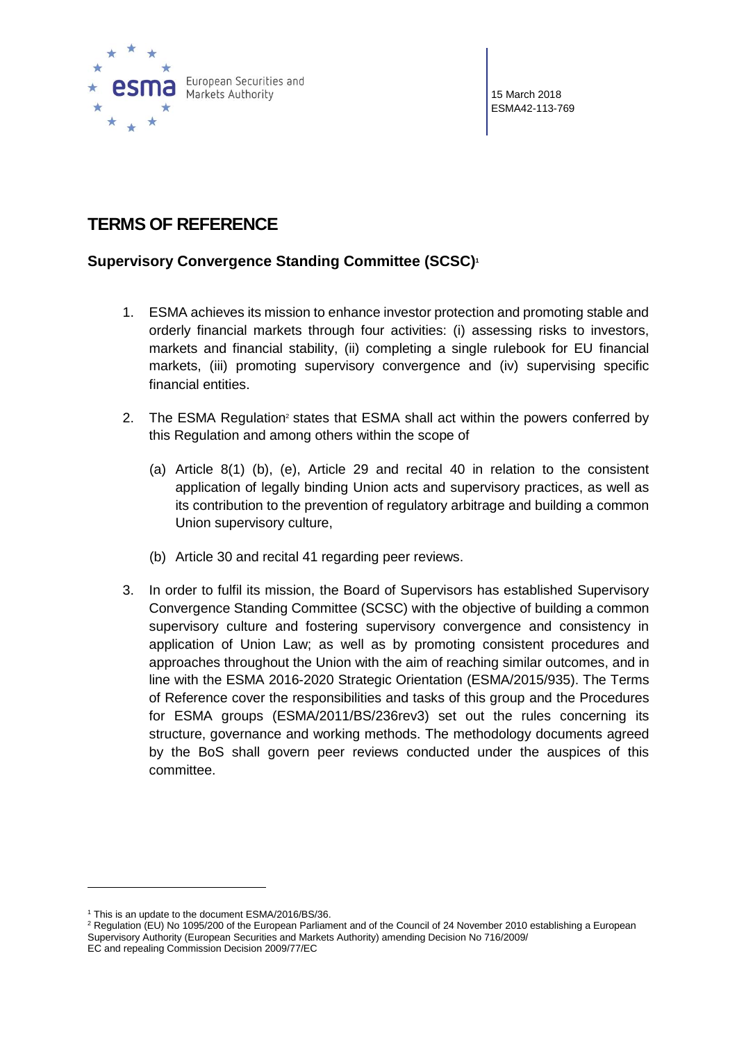15 March 2018
ESMA42-113-769

# TERMS OF REFERENCE

## Supervisory Convergence Standing Committee (SCSC)[1]

1. ESMA achieves its mission to enhance investor protection and promoting stable and orderly financial markets through four activities: (i) assessing risks to investors, markets and financial stability, (ii) completing a single rulebook for EU financial markets, (iii) promoting supervisory convergence and (iv) supervising specific financial entities.

2. The ESMA Regulation[2] states that ESMA shall act within the powers conferred by this Regulation and among others within the scope of

   (a) Article 8(1) (b), (e), Article 29 and recital 40 in relation to the consistent application of legally binding Union acts and supervisory practices, as well as its contribution to the prevention of regulatory arbitrage and building a common Union supervisory culture,

   (b) Article 30 and recital 41 regarding peer reviews.

3. In order to fulfil its mission, the Board of Supervisors has established Supervisory Convergence Standing Committee (SCSC) with the objective of building a common supervisory culture and fostering supervisory convergence and consistency in application of Union Law; as well as by promoting consistent procedures and approaches throughout the Union with the aim of reaching similar outcomes, and in line with the ESMA 2016-2020 Strategic Orientation (ESMA/2015/935). The Terms of Reference cover the responsibilities and tasks of this group and the Procedures for ESMA groups (ESMA/2011/BS/236rev3) set out the rules concerning its structure, governance and working methods. The methodology documents agreed by the BoS shall govern peer reviews conducted under the auspices of this committee.

---

[1] This is an update to the document ESMA/2016/BS/36.

[2] Regulation (EU) No 1095/200 of the European Parliament and of the Council of 24 November 2010 establishing a European Supervisory Authority (European Securities and Markets Authority) amending Decision No 716/2009/EC and repealing Commission Decision 2009/77/EC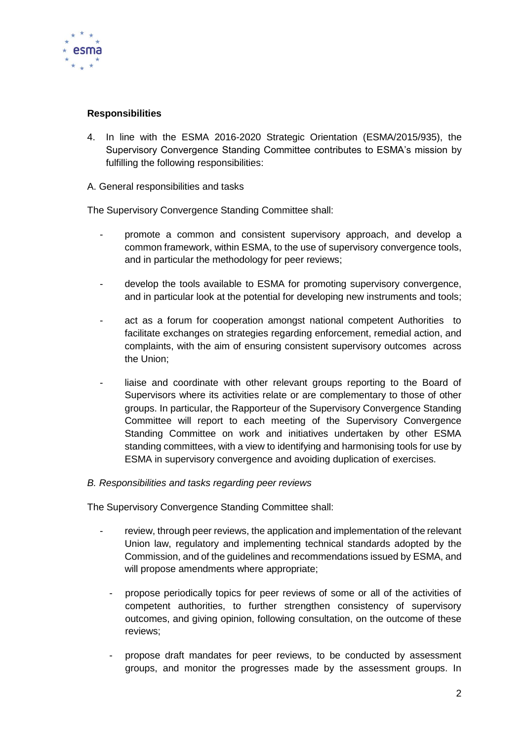**Responsibilities**

4. In line with the ESMA 2016-2020 Strategic Orientation (ESMA/2015/935), the Supervisory Convergence Standing Committee contributes to ESMA's mission by fulfilling the following responsibilities:

A. General responsibilities and tasks

The Supervisory Convergence Standing Committee shall:

- promote a common and consistent supervisory approach, and develop a common framework, within ESMA, to the use of supervisory convergence tools, and in particular the methodology for peer reviews;

- develop the tools available to ESMA for promoting supervisory convergence, and in particular look at the potential for developing new instruments and tools;

- act as a forum for cooperation amongst national competent Authorities to facilitate exchanges on strategies regarding enforcement, remedial action, and complaints, with the aim of ensuring consistent supervisory outcomes across the Union;

- liaise and coordinate with other relevant groups reporting to the Board of Supervisors where its activities relate or are complementary to those of other groups. In particular, the Rapporteur of the Supervisory Convergence Standing Committee will report to each meeting of the Supervisory Convergence Standing Committee on work and initiatives undertaken by other ESMA standing committees, with a view to identifying and harmonising tools for use by ESMA in supervisory convergence and avoiding duplication of exercises.

*B. Responsibilities and tasks regarding peer reviews*

The Supervisory Convergence Standing Committee shall:

- review, through peer reviews, the application and implementation of the relevant Union law, regulatory and implementing technical standards adopted by the Commission, and of the guidelines and recommendations issued by ESMA, and will propose amendments where appropriate;

- propose periodically topics for peer reviews of some or all of the activities of competent authorities, to further strengthen consistency of supervisory outcomes, and giving opinion, following consultation, on the outcome of these reviews;

- propose draft mandates for peer reviews, to be conducted by assessment groups, and monitor the progresses made by the assessment groups. In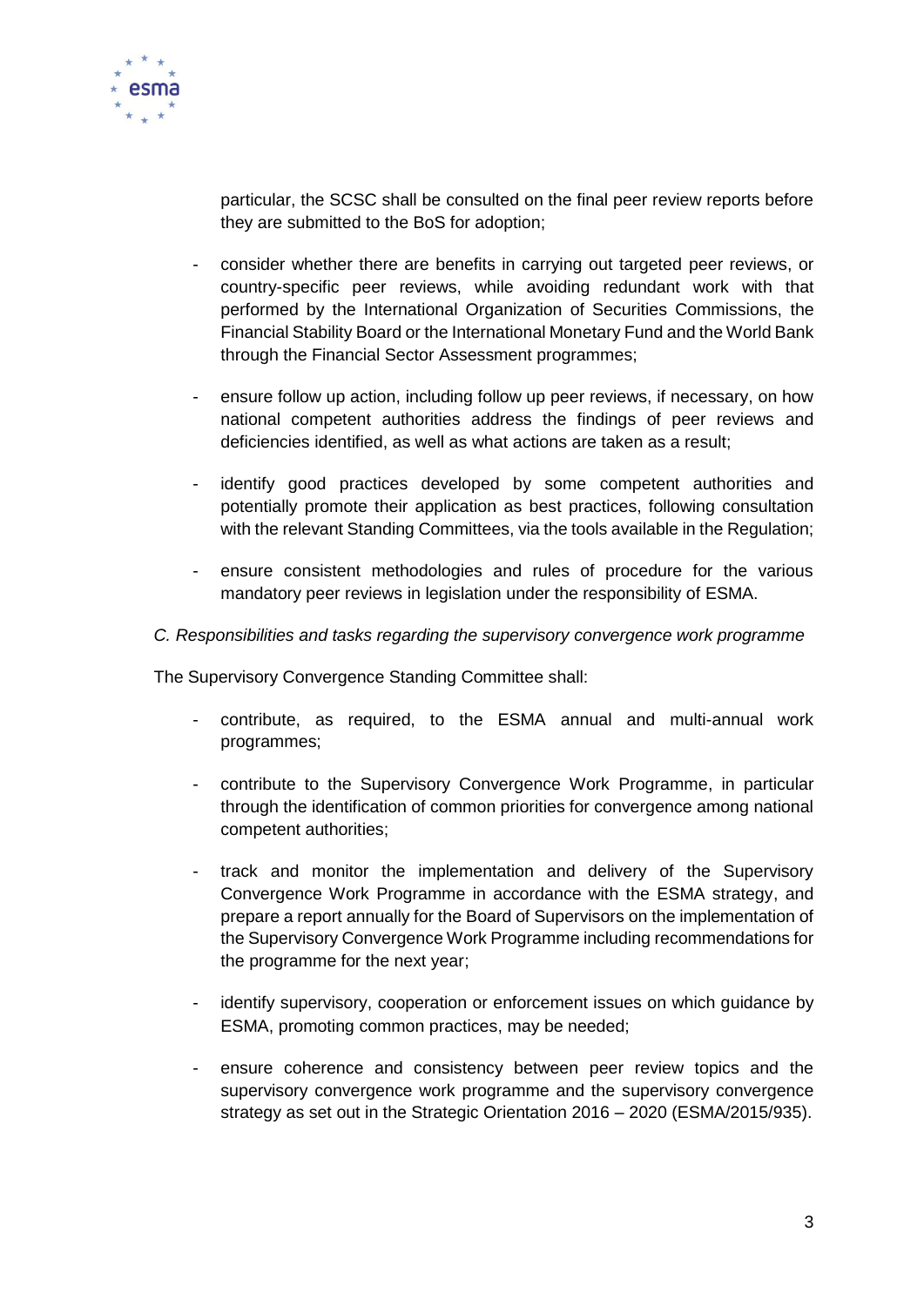particular, the SCSC shall be consulted on the final peer review reports before they are submitted to the BoS for adoption;

- consider whether there are benefits in carrying out targeted peer reviews, or country-specific peer reviews, while avoiding redundant work with that performed by the International Organization of Securities Commissions, the Financial Stability Board or the International Monetary Fund and the World Bank through the Financial Sector Assessment programmes;
- ensure follow up action, including follow up peer reviews, if necessary, on how national competent authorities address the findings of peer reviews and deficiencies identified, as well as what actions are taken as a result;
- identify good practices developed by some competent authorities and potentially promote their application as best practices, following consultation with the relevant Standing Committees, via the tools available in the Regulation;
- ensure consistent methodologies and rules of procedure for the various mandatory peer reviews in legislation under the responsibility of ESMA.

*C. Responsibilities and tasks regarding the supervisory convergence work programme*

The Supervisory Convergence Standing Committee shall:

- contribute, as required, to the ESMA annual and multi-annual work programmes;
- contribute to the Supervisory Convergence Work Programme, in particular through the identification of common priorities for convergence among national competent authorities;
- track and monitor the implementation and delivery of the Supervisory Convergence Work Programme in accordance with the ESMA strategy, and prepare a report annually for the Board of Supervisors on the implementation of the Supervisory Convergence Work Programme including recommendations for the programme for the next year;
- identify supervisory, cooperation or enforcement issues on which guidance by ESMA, promoting common practices, may be needed;
- ensure coherence and consistency between peer review topics and the supervisory convergence work programme and the supervisory convergence strategy as set out in the Strategic Orientation 2016 – 2020 (ESMA/2015/935).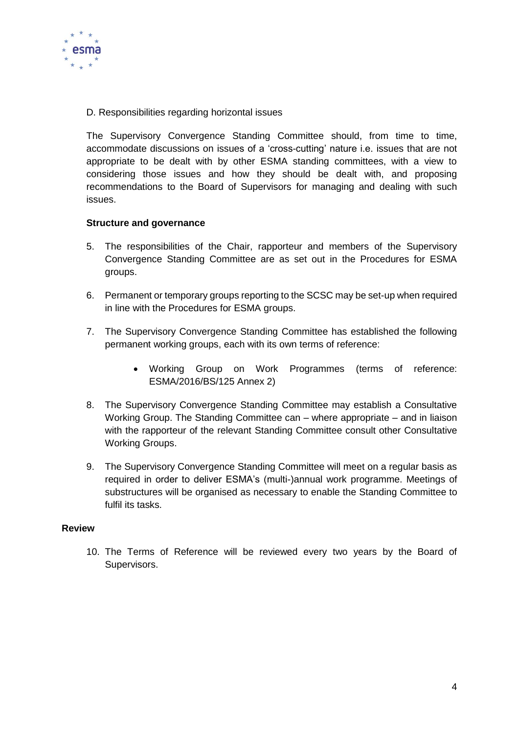D. Responsibilities regarding horizontal issues

The Supervisory Convergence Standing Committee should, from time to time, accommodate discussions on issues of a 'cross-cutting' nature i.e. issues that are not appropriate to be dealt with by other ESMA standing committees, with a view to considering those issues and how they should be dealt with, and proposing recommendations to the Board of Supervisors for managing and dealing with such issues.

**Structure and governance**

5. The responsibilities of the Chair, rapporteur and members of the Supervisory Convergence Standing Committee are as set out in the Procedures for ESMA groups.

6. Permanent or temporary groups reporting to the SCSC may be set-up when required in line with the Procedures for ESMA groups.

7. The Supervisory Convergence Standing Committee has established the following permanent working groups, each with its own terms of reference:

    - Working Group on Work Programmes (terms of reference: ESMA/2016/BS/125 Annex 2)

8. The Supervisory Convergence Standing Committee may establish a Consultative Working Group. The Standing Committee can – where appropriate – and in liaison with the rapporteur of the relevant Standing Committee consult other Consultative Working Groups.

9. The Supervisory Convergence Standing Committee will meet on a regular basis as required in order to deliver ESMA's (multi-)annual work programme. Meetings of substructures will be organised as necessary to enable the Standing Committee to fulfil its tasks.

**Review**

10. The Terms of Reference will be reviewed every two years by the Board of Supervisors.